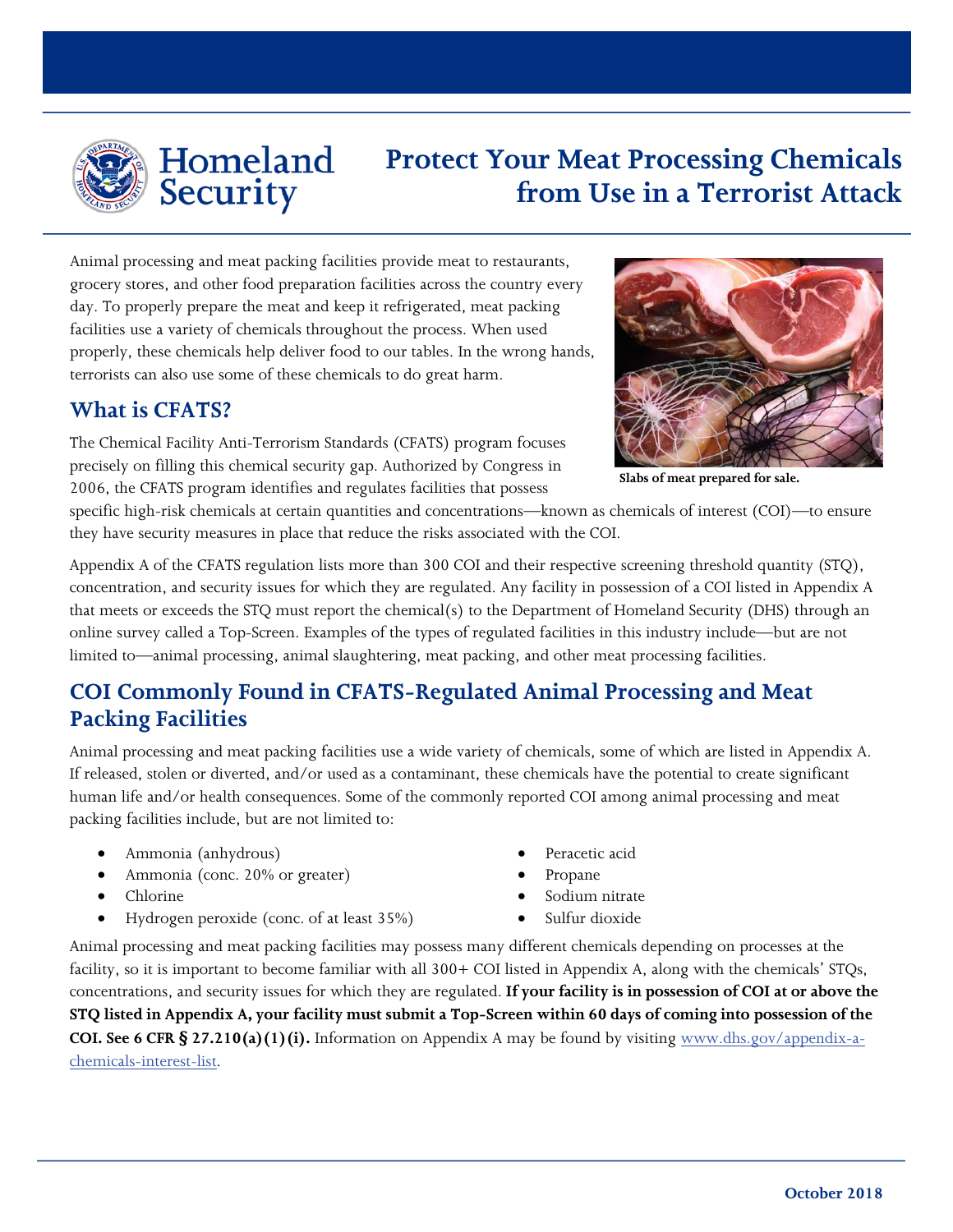Homeland Security

# Protect Your Meat Processing Chemicals from Use in a Terrorist Attack

Animal processing and meat packing facilities provide meat to restaurants, grocery stores, and other food preparation facilities across the country every day. To properly prepare the meat and keep it refrigerated, meat packing facilities use a variety of chemicals throughout the process. When used properly, these chemicals help deliver food to our tables. In the wrong hands, terrorists can also use some of these chemicals to do great harm.

Slabs of meat prepared for sale.

## What is CFATS?

The Chemical Facility Anti-Terrorism Standards (CFATS) program focuses precisely on filling this chemical security gap. Authorized by Congress in 2006, the CFATS program identifies and regulates facilities that possess specific high-risk chemicals at certain quantities and concentrations—known as chemicals of interest (COI)—to ensure they have security measures in place that reduce the risks associated with the COI.

Appendix A of the CFATS regulation lists more than 300 COI and their respective screening threshold quantity (STQ), concentration, and security issues for which they are regulated. Any facility in possession of a COI listed in Appendix A that meets or exceeds the STQ must report the chemical(s) to the Department of Homeland Security (DHS) through an online survey called a Top-Screen. Examples of the types of regulated facilities in this industry include—but are not limited to—animal processing, animal slaughtering, meat packing, and other meat processing facilities.

## COI Commonly Found in CFATS-Regulated Animal Processing and Meat Packing Facilities

Animal processing and meat packing facilities use a wide variety of chemicals, some of which are listed in Appendix A. If released, stolen or diverted, and/or used as a contaminant, these chemicals have the potential to create significant human life and/or health consequences. Some of the commonly reported COI among animal processing and meat packing facilities include, but are not limited to:

- Ammonia (anhydrous)
- Ammonia (conc. 20% or greater)
- Chlorine
- Hydrogen peroxide (conc. of at least 35%)
- Peracetic acid
- Propane
- Sodium nitrate
- Sulfur dioxide

Animal processing and meat packing facilities may possess many different chemicals depending on processes at the facility, so it is important to become familiar with all 300+ COI listed in Appendix A, along with the chemicals' STQs, concentrations, and security issues for which they are regulated. **If your facility is in possession of COI at or above the STQ listed in Appendix A, your facility must submit a Top-Screen within 60 days of coming into possession of the COI. See 6 CFR § 27.210(a)(1)(i).** Information on Appendix A may be found by visiting [www.dhs.gov/appendix-a-chemicals-interest-list](www.dhs.gov/appendix-a-chemicals-interest-list).

October 2018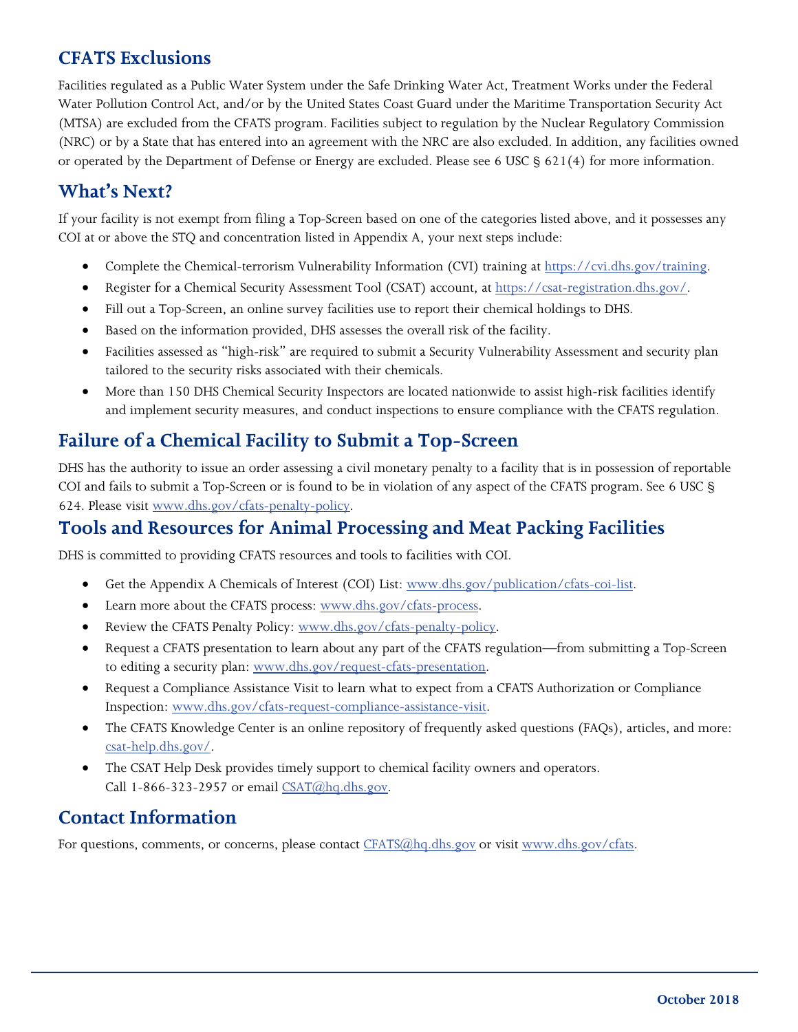## CFATS Exclusions

Facilities regulated as a Public Water System under the Safe Drinking Water Act, Treatment Works under the Federal Water Pollution Control Act, and/or by the United States Coast Guard under the Maritime Transportation Security Act (MTSA) are excluded from the CFATS program. Facilities subject to regulation by the Nuclear Regulatory Commission (NRC) or by a State that has entered into an agreement with the NRC are also excluded. In addition, any facilities owned or operated by the Department of Defense or Energy are excluded. Please see 6 USC § 621(4) for more information.

## What's Next?

If your facility is not exempt from filing a Top-Screen based on one of the categories listed above, and it possesses any COI at or above the STQ and concentration listed in Appendix A, your next steps include:

- Complete the Chemical-terrorism Vulnerability Information (CVI) training at https://cvi.dhs.gov/training.
- Register for a Chemical Security Assessment Tool (CSAT) account, at https://csat-registration.dhs.gov/.
- Fill out a Top-Screen, an online survey facilities use to report their chemical holdings to DHS.
- Based on the information provided, DHS assesses the overall risk of the facility.
- Facilities assessed as "high-risk" are required to submit a Security Vulnerability Assessment and security plan tailored to the security risks associated with their chemicals.
- More than 150 DHS Chemical Security Inspectors are located nationwide to assist high-risk facilities identify and implement security measures, and conduct inspections to ensure compliance with the CFATS regulation.

## Failure of a Chemical Facility to Submit a Top-Screen

DHS has the authority to issue an order assessing a civil monetary penalty to a facility that is in possession of reportable COI and fails to submit a Top-Screen or is found to be in violation of any aspect of the CFATS program. See 6 USC § 624. Please visit www.dhs.gov/cfats-penalty-policy.

## Tools and Resources for Animal Processing and Meat Packing Facilities

DHS is committed to providing CFATS resources and tools to facilities with COI.

- Get the Appendix A Chemicals of Interest (COI) List: www.dhs.gov/publication/cfats-coi-list.
- Learn more about the CFATS process: www.dhs.gov/cfats-process.
- Review the CFATS Penalty Policy: www.dhs.gov/cfats-penalty-policy.
- Request a CFATS presentation to learn about any part of the CFATS regulation—from submitting a Top-Screen to editing a security plan: www.dhs.gov/request-cfats-presentation.
- Request a Compliance Assistance Visit to learn what to expect from a CFATS Authorization or Compliance Inspection: www.dhs.gov/cfats-request-compliance-assistance-visit.
- The CFATS Knowledge Center is an online repository of frequently asked questions (FAQs), articles, and more: csat-help.dhs.gov/.
- The CSAT Help Desk provides timely support to chemical facility owners and operators.  
  Call 1-866-323-2957 or email CSAT@hq.dhs.gov.

## Contact Information

For questions, comments, or concerns, please contact CFATS@hq.dhs.gov or visit www.dhs.gov/cfats.

**October 2018**